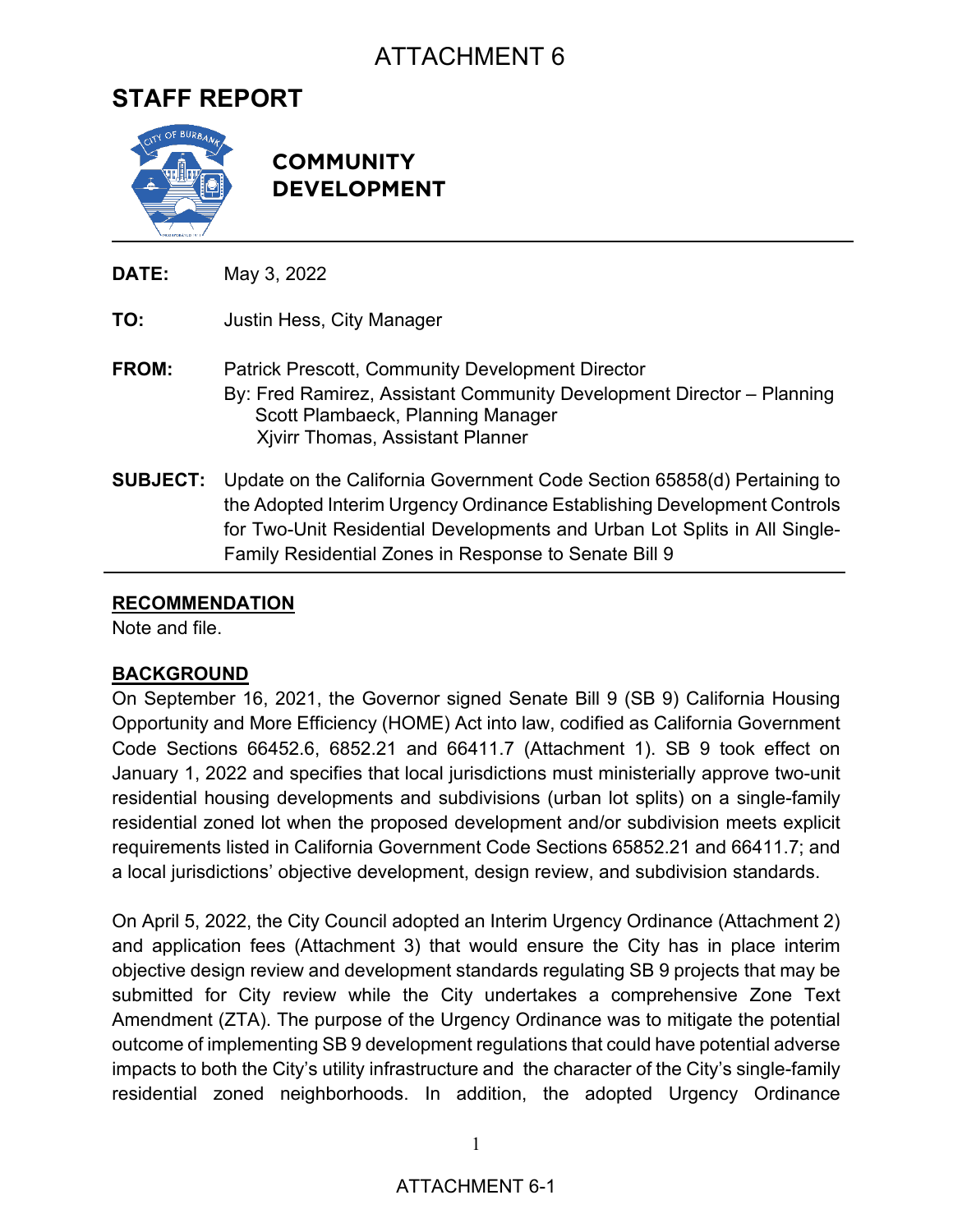# ATTACHMENT 6

# STAFF REPORT

**COMMUNITY DEVELOPMENT**

**DATE:** May 3, 2022

**TO:** Justin Hess, City Manager

**FROM:** Patrick Prescott, Community Development Director
By: Fred Ramirez, Assistant Community Development Director – Planning
Scott Plambaeck, Planning Manager
Xjvirr Thomas, Assistant Planner

**SUBJECT:** Update on the California Government Code Section 65858(d) Pertaining to the Adopted Interim Urgency Ordinance Establishing Development Controls for Two-Unit Residential Developments and Urban Lot Splits in All Single-Family Residential Zones in Response to Senate Bill 9

## RECOMMENDATION

Note and file.

## BACKGROUND

On September 16, 2021, the Governor signed Senate Bill 9 (SB 9) California Housing Opportunity and More Efficiency (HOME) Act into law, codified as California Government Code Sections 66452.6, 6852.21 and 66411.7 (Attachment 1). SB 9 took effect on January 1, 2022 and specifies that local jurisdictions must ministerially approve two-unit residential housing developments and subdivisions (urban lot splits) on a single-family residential zoned lot when the proposed development and/or subdivision meets explicit requirements listed in California Government Code Sections 65852.21 and 66411.7; and a local jurisdictions' objective development, design review, and subdivision standards.

On April 5, 2022, the City Council adopted an Interim Urgency Ordinance (Attachment 2) and application fees (Attachment 3) that would ensure the City has in place interim objective design review and development standards regulating SB 9 projects that may be submitted for City review while the City undertakes a comprehensive Zone Text Amendment (ZTA). The purpose of the Urgency Ordinance was to mitigate the potential outcome of implementing SB 9 development regulations that could have potential adverse impacts to both the City's utility infrastructure and the character of the City's single-family residential zoned neighborhoods. In addition, the adopted Urgency Ordinance

ATTACHMENT 6-1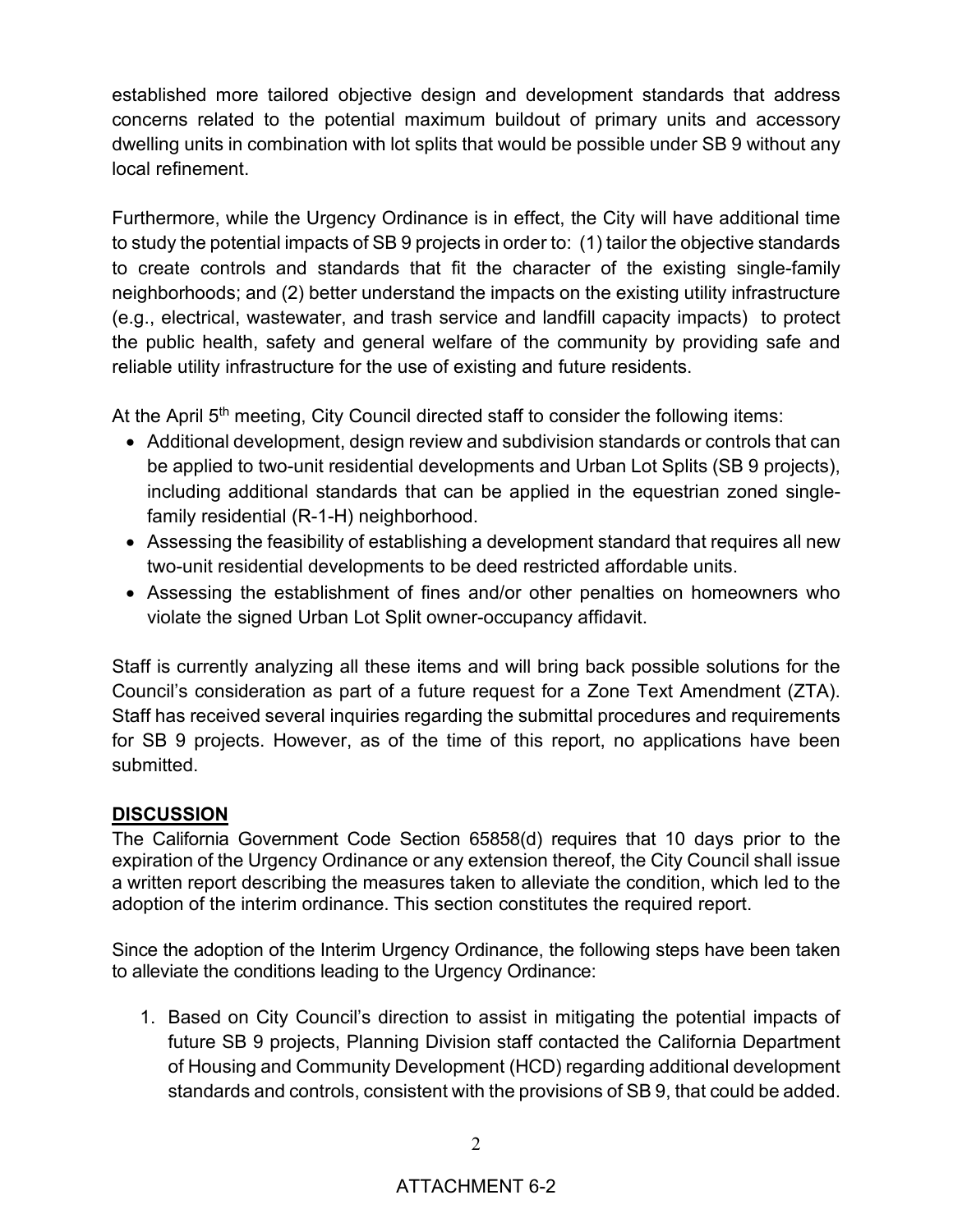established more tailored objective design and development standards that address concerns related to the potential maximum buildout of primary units and accessory dwelling units in combination with lot splits that would be possible under SB 9 without any local refinement.

Furthermore, while the Urgency Ordinance is in effect, the City will have additional time to study the potential impacts of SB 9 projects in order to: (1) tailor the objective standards to create controls and standards that fit the character of the existing single-family neighborhoods; and (2) better understand the impacts on the existing utility infrastructure (e.g., electrical, wastewater, and trash service and landfill capacity impacts) to protect the public health, safety and general welfare of the community by providing safe and reliable utility infrastructure for the use of existing and future residents.

At the April 5th meeting, City Council directed staff to consider the following items:

- Additional development, design review and subdivision standards or controls that can be applied to two-unit residential developments and Urban Lot Splits (SB 9 projects), including additional standards that can be applied in the equestrian zoned single-family residential (R-1-H) neighborhood.
- Assessing the feasibility of establishing a development standard that requires all new two-unit residential developments to be deed restricted affordable units.
- Assessing the establishment of fines and/or other penalties on homeowners who violate the signed Urban Lot Split owner-occupancy affidavit.

Staff is currently analyzing all these items and will bring back possible solutions for the Council's consideration as part of a future request for a Zone Text Amendment (ZTA). Staff has received several inquiries regarding the submittal procedures and requirements for SB 9 projects. However, as of the time of this report, no applications have been submitted.

## DISCUSSION

The California Government Code Section 65858(d) requires that 10 days prior to the expiration of the Urgency Ordinance or any extension thereof, the City Council shall issue a written report describing the measures taken to alleviate the condition, which led to the adoption of the interim ordinance. This section constitutes the required report.

Since the adoption of the Interim Urgency Ordinance, the following steps have been taken to alleviate the conditions leading to the Urgency Ordinance:

1. Based on City Council's direction to assist in mitigating the potential impacts of future SB 9 projects, Planning Division staff contacted the California Department of Housing and Community Development (HCD) regarding additional development standards and controls, consistent with the provisions of SB 9, that could be added.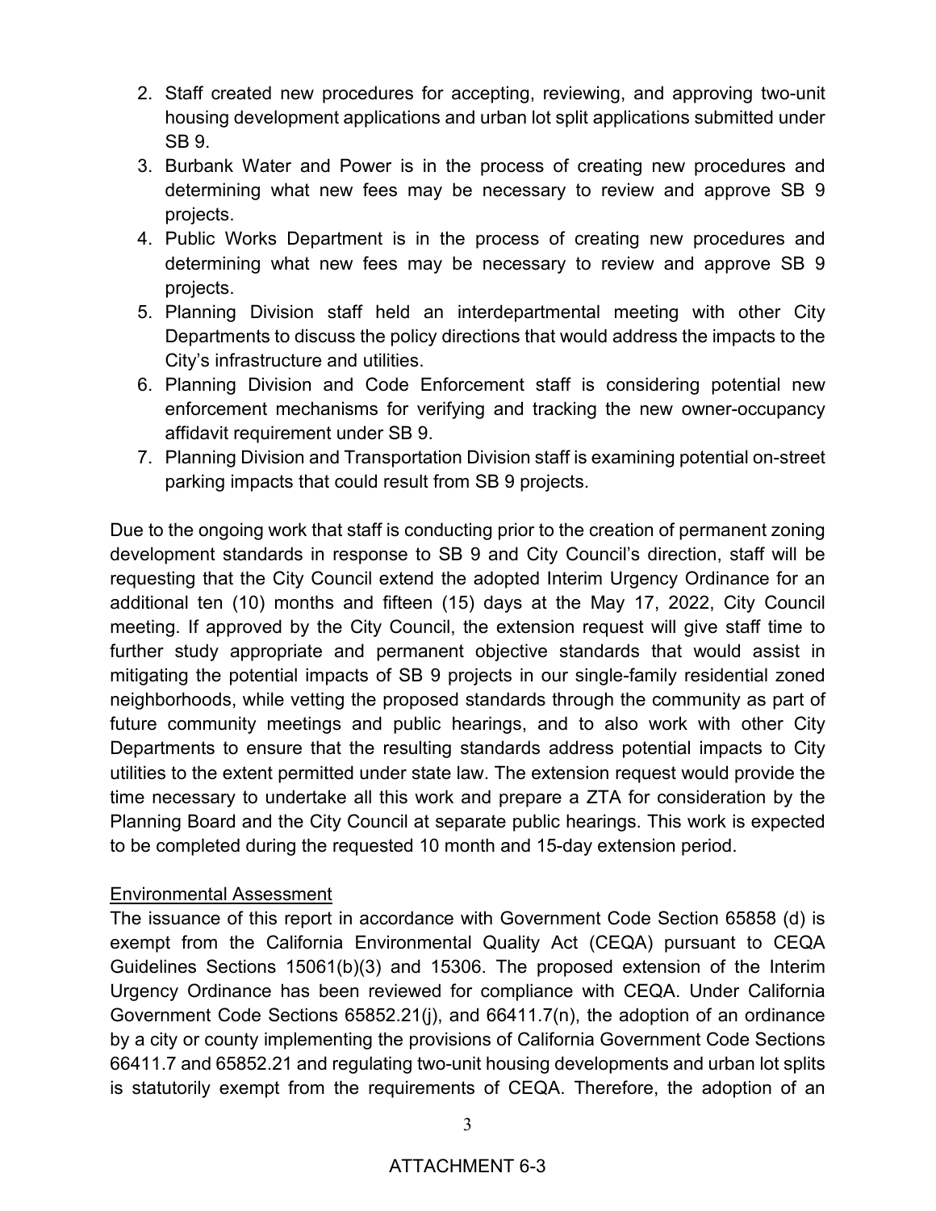2. Staff created new procedures for accepting, reviewing, and approving two-unit housing development applications and urban lot split applications submitted under SB 9.
3. Burbank Water and Power is in the process of creating new procedures and determining what new fees may be necessary to review and approve SB 9 projects.
4. Public Works Department is in the process of creating new procedures and determining what new fees may be necessary to review and approve SB 9 projects.
5. Planning Division staff held an interdepartmental meeting with other City Departments to discuss the policy directions that would address the impacts to the City's infrastructure and utilities.
6. Planning Division and Code Enforcement staff is considering potential new enforcement mechanisms for verifying and tracking the new owner-occupancy affidavit requirement under SB 9.
7. Planning Division and Transportation Division staff is examining potential on-street parking impacts that could result from SB 9 projects.

Due to the ongoing work that staff is conducting prior to the creation of permanent zoning development standards in response to SB 9 and City Council's direction, staff will be requesting that the City Council extend the adopted Interim Urgency Ordinance for an additional ten (10) months and fifteen (15) days at the May 17, 2022, City Council meeting. If approved by the City Council, the extension request will give staff time to further study appropriate and permanent objective standards that would assist in mitigating the potential impacts of SB 9 projects in our single-family residential zoned neighborhoods, while vetting the proposed standards through the community as part of future community meetings and public hearings, and to also work with other City Departments to ensure that the resulting standards address potential impacts to City utilities to the extent permitted under state law. The extension request would provide the time necessary to undertake all this work and prepare a ZTA for consideration by the Planning Board and the City Council at separate public hearings. This work is expected to be completed during the requested 10 month and 15-day extension period.

Environmental Assessment

The issuance of this report in accordance with Government Code Section 65858 (d) is exempt from the California Environmental Quality Act (CEQA) pursuant to CEQA Guidelines Sections 15061(b)(3) and 15306. The proposed extension of the Interim Urgency Ordinance has been reviewed for compliance with CEQA. Under California Government Code Sections 65852.21(j), and 66411.7(n), the adoption of an ordinance by a city or county implementing the provisions of California Government Code Sections 66411.7 and 65852.21 and regulating two-unit housing developments and urban lot splits is statutorily exempt from the requirements of CEQA. Therefore, the adoption of an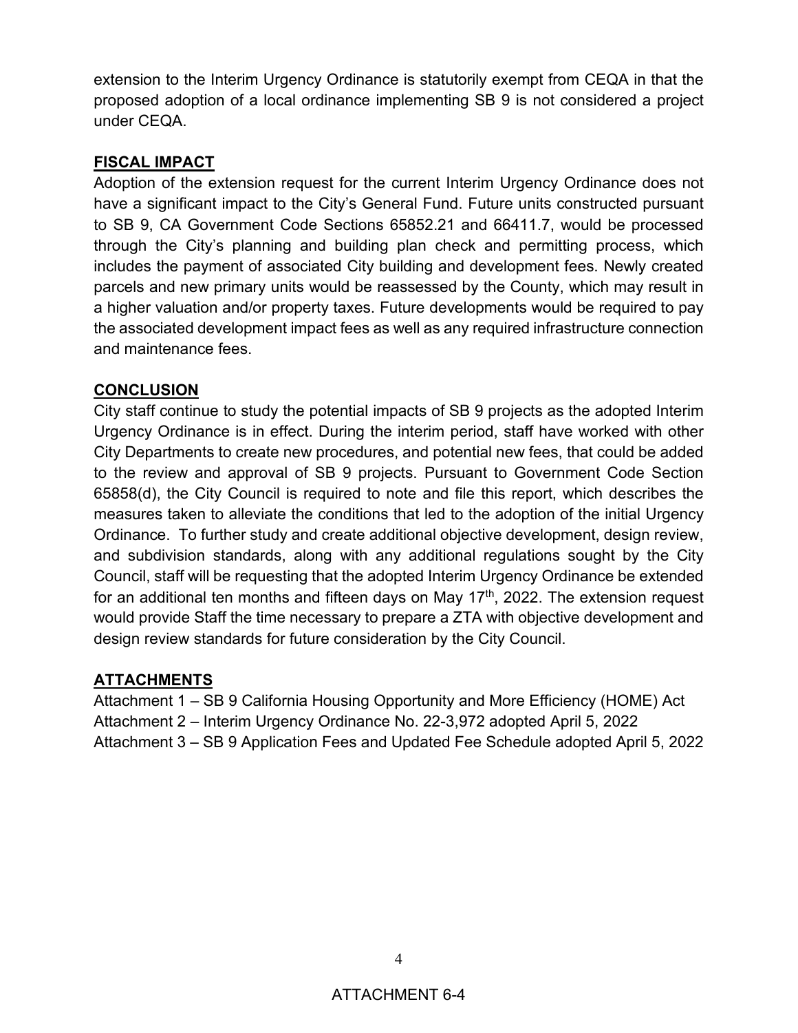extension to the Interim Urgency Ordinance is statutorily exempt from CEQA in that the proposed adoption of a local ordinance implementing SB 9 is not considered a project under CEQA.

## FISCAL IMPACT

Adoption of the extension request for the current Interim Urgency Ordinance does not have a significant impact to the City's General Fund. Future units constructed pursuant to SB 9, CA Government Code Sections 65852.21 and 66411.7, would be processed through the City's planning and building plan check and permitting process, which includes the payment of associated City building and development fees. Newly created parcels and new primary units would be reassessed by the County, which may result in a higher valuation and/or property taxes. Future developments would be required to pay the associated development impact fees as well as any required infrastructure connection and maintenance fees.

## CONCLUSION

City staff continue to study the potential impacts of SB 9 projects as the adopted Interim Urgency Ordinance is in effect. During the interim period, staff have worked with other City Departments to create new procedures, and potential new fees, that could be added to the review and approval of SB 9 projects. Pursuant to Government Code Section 65858(d), the City Council is required to note and file this report, which describes the measures taken to alleviate the conditions that led to the adoption of the initial Urgency Ordinance. To further study and create additional objective development, design review, and subdivision standards, along with any additional regulations sought by the City Council, staff will be requesting that the adopted Interim Urgency Ordinance be extended for an additional ten months and fifteen days on May 17th, 2022. The extension request would provide Staff the time necessary to prepare a ZTA with objective development and design review standards for future consideration by the City Council.

## ATTACHMENTS

Attachment 1 – SB 9 California Housing Opportunity and More Efficiency (HOME) Act
Attachment 2 – Interim Urgency Ordinance No. 22-3,972 adopted April 5, 2022
Attachment 3 – SB 9 Application Fees and Updated Fee Schedule adopted April 5, 2022